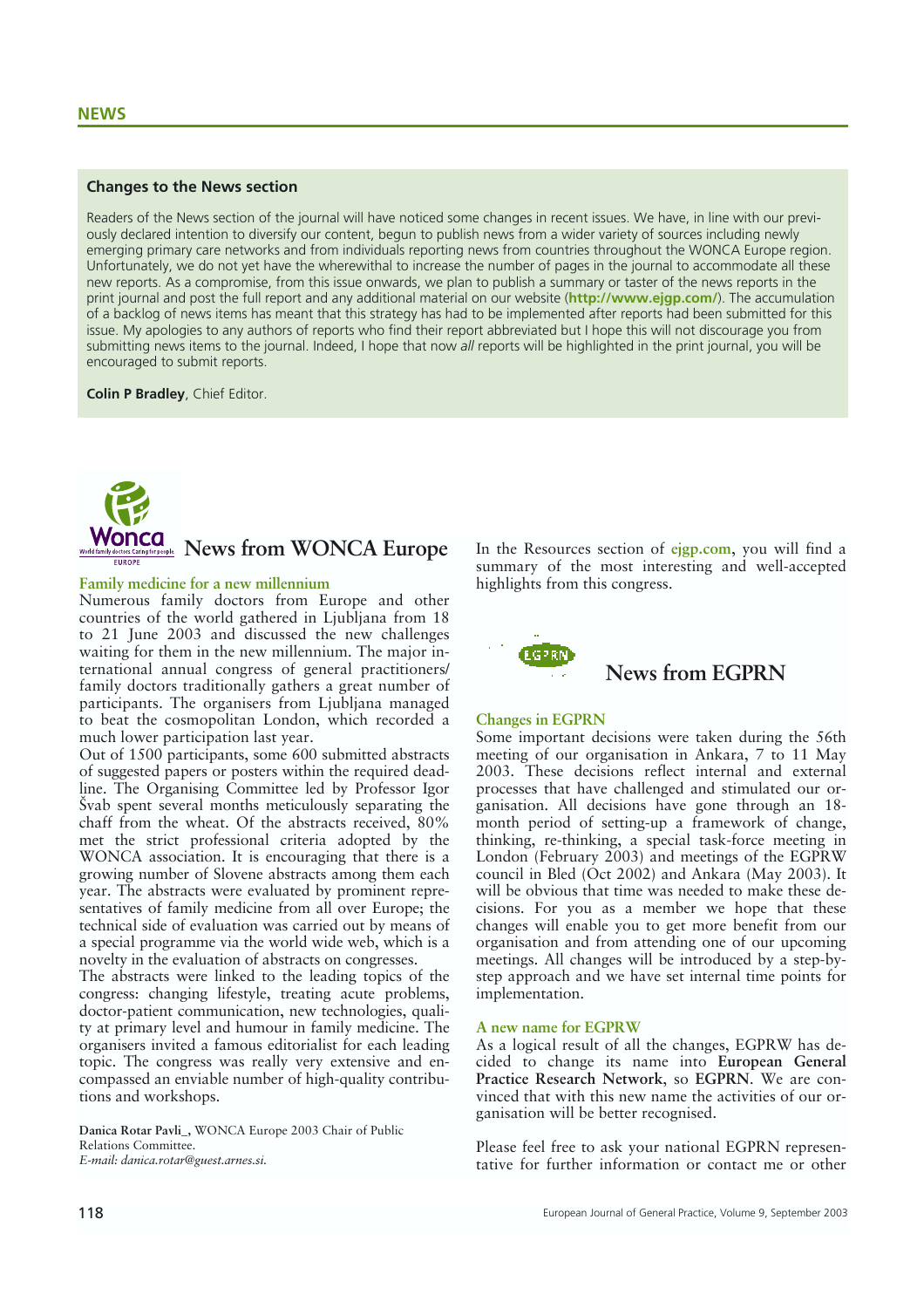## NEWS

### Changes to the News section

Readers of the News section of the journal will have noticed some changes in recent issues. We have, in line with our previously declared intention to diversify our content, begun to publish news from a wider variety of sources including newly emerging primary care networks and from individuals reporting news from countries throughout the WONCA Europe region. Unfortunately, we do not yet have the wherewithal to increase the number of pages in the journal to accommodate all these new reports. As a compromise, from this issue onwards, we plan to publish a summary or taster of the news reports in the print journal and post the full report and any additional material on our website (**http://www.ejgp.com/**). The accumulation of a backlog of news items has meant that this strategy has had to be implemented after reports had been submitted for this issue. My apologies to any authors of reports who find their report abbreviated but I hope this will not discourage you from submitting news items to the journal. Indeed, I hope that now *all* reports will be highlighted in the print journal, you will be encouraged to submit reports.

**Colin P Bradley**, Chief Editor.

## News from WONCA Europe

### Family medicine for a new millennium

Numerous family doctors from Europe and other countries of the world gathered in Ljubljana from 18 to 21 June 2003 and discussed the new challenges waiting for them in the new millennium. The major international annual congress of general practitioners/family doctors traditionally gathers a great number of participants. The organisers from Ljubljana managed to beat the cosmopolitan London, which recorded a much lower participation last year.

Out of 1500 participants, some 600 submitted abstracts of suggested papers or posters within the required deadline. The Organising Committee led by Professor Igor Švab spent several months meticulously separating the chaff from the wheat. Of the abstracts received, 80% met the strict professional criteria adopted by the WONCA association. It is encouraging that there is a growing number of Slovene abstracts among them each year. The abstracts were evaluated by prominent representatives of family medicine from all over Europe; the technical side of evaluation was carried out by means of a special programme via the world wide web, which is a novelty in the evaluation of abstracts on congresses.

The abstracts were linked to the leading topics of the congress: changing lifestyle, treating acute problems, doctor-patient communication, new technologies, quality at primary level and humour in family medicine. The organisers invited a famous editorialist for each leading topic. The congress was really very extensive and encompassed an enviable number of high-quality contributions and workshops.

In the Resources section of **ejgp.com**, you will find a summary of the most interesting and well-accepted highlights from this congress.

**Danica Rotar Pavli_**, WONCA Europe 2003 Chair of Public Relations Committee.
*E-mail: danica.rotar@guest.arnes.si.*

## News from EGPRN

### Changes in EGPRN

Some important decisions were taken during the 56th meeting of our organisation in Ankara, 7 to 11 May 2003. These decisions reflect internal and external processes that have challenged and stimulated our organisation. All decisions have gone through an 18-month period of setting-up a framework of change, thinking, re-thinking, a special task-force meeting in London (February 2003) and meetings of the EGPRW council in Bled (Oct 2002) and Ankara (May 2003). It will be obvious that time was needed to make these decisions. For you as a member we hope that these changes will enable you to get more benefit from our organisation and from attending one of our upcoming meetings. All changes will be introduced by a step-by-step approach and we have set internal time points for implementation.

### A new name for EGPRW

As a logical result of all the changes, EGPRW has decided to change its name into **European General Practice Research Network**, so **EGPRN**. We are convinced that with this new name the activities of our organisation will be better recognised.

Please feel free to ask your national EGPRN representative for further information or contact me or other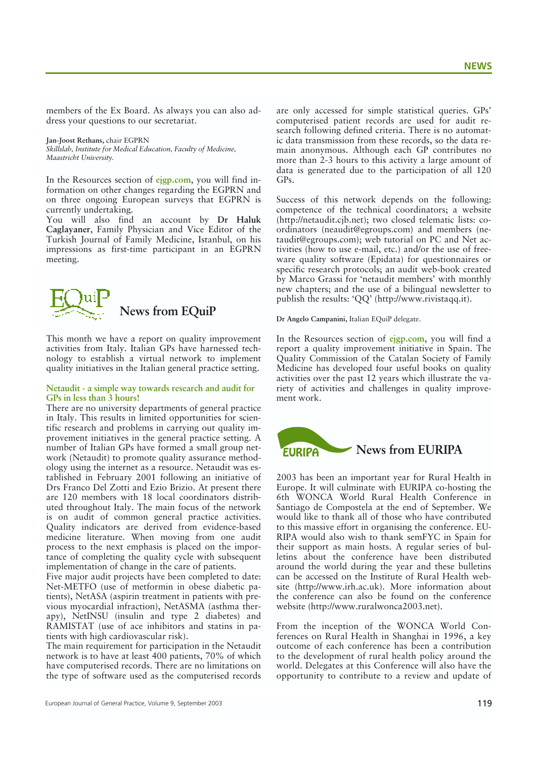members of the Ex Board. As always you can also address your questions to our secretariat.

**Jan-Joost Rethans**, chair EGPRN
*Skillslab, Institute for Medical Education, Faculty of Medicine, Maastricht University.*

In the Resources section of **ejgp.com**, you will find information on other changes regarding the EGPRN and on three ongoing European surveys that EGPRN is currently undertaking.
You will also find an account by **Dr Haluk Caglayaner**, Family Physician and Vice Editor of the Turkish Journal of Family Medicine, Istanbul, on his impressions as first-time participant in an EGPRN meeting.

## News from EQuiP

This month we have a report on quality improvement activities from Italy. Italian GPs have harnessed technology to establish a virtual network to implement quality initiatives in the Italian general practice setting.

### Netaudit - a simple way towards research and audit for GPs in less than 3 hours!

There are no university departments of general practice in Italy. This results in limited opportunities for scientific research and problems in carrying out quality improvement initiatives in the general practice setting. A number of Italian GPs have formed a small group network (Netaudit) to promote quality assurance methodology using the internet as a resource. Netaudit was established in February 2001 following an initiative of Drs Franco Del Zotti and Ezio Brizio. At present there are 120 members with 18 local coordinators distributed throughout Italy. The main focus of the network is on audit of common general practice activities. Quality indicators are derived from evidence-based medicine literature. When moving from one audit process to the next emphasis is placed on the importance of completing the quality cycle with subsequent implementation of change in the care of patients.
Five major audit projects have been completed to date: Net-METFO (use of metformin in obese diabetic patients), NetASA (aspirin treatment in patients with previous myocardial infraction), NetASMA (asthma therapy), NetINSU (insulin and type 2 diabetes) and RAMISTAT (use of ace inhibitors and statins in patients with high cardiovascular risk).
The main requirement for participation in the Netaudit network is to have at least 400 patients, 70% of which have computerised records. There are no limitations on the type of software used as the computerised records are only accessed for simple statistical queries. GPs' computerised patient records are used for audit research following defined criteria. There is no automatic data transmission from these records, so the data remain anonymous. Although each GP contributes no more than 2-3 hours to this activity a large amount of data is generated due to the participation of all 120 GPs.

Success of this network depends on the following: competence of the technical coordinators; a website (http://netaudit.cjb.net); two closed telematic lists: coordinators (neaudit@egroups.com) and members (netaudit@egroups.com); web tutorial on PC and Net activities (how to use e-mail, etc.) and/or the use of freeware quality software (Epidata) for questionnaires or specific research protocols; an audit web-book created by Marco Grassi for 'netaudit members' with monthly new chapters; and the use of a bilingual newsletter to publish the results: 'QQ' (http://www.rivistaqq.it).

**Dr Angelo Campanini,** Italian EQuiP delegate.

In the Resources section of **ejgp.com**, you will find a report a quality improvement initiative in Spain. The Quality Commission of the Catalan Society of Family Medicine has developed four useful books on quality activities over the past 12 years which illustrate the variety of activities and challenges in quality improvement work.

## News from EURIPA

2003 has been an important year for Rural Health in Europe. It will culminate with EURIPA co-hosting the 6th WONCA World Rural Health Conference in Santiago de Compostela at the end of September. We would like to thank all of those who have contributed to this massive effort in organising the conference. EURIPA would also wish to thank semFYC in Spain for their support as main hosts. A regular series of bulletins about the conference have been distributed around the world during the year and these bulletins can be accessed on the Institute of Rural Health website (http://www.irh.ac.uk). More information about the conference can also be found on the conference website (http://www.ruralwonca2003.net).

From the inception of the WONCA World Conferences on Rural Health in Shanghai in 1996, a key outcome of each conference has been a contribution to the development of rural health policy around the world. Delegates at this Conference will also have the opportunity to contribute to a review and update of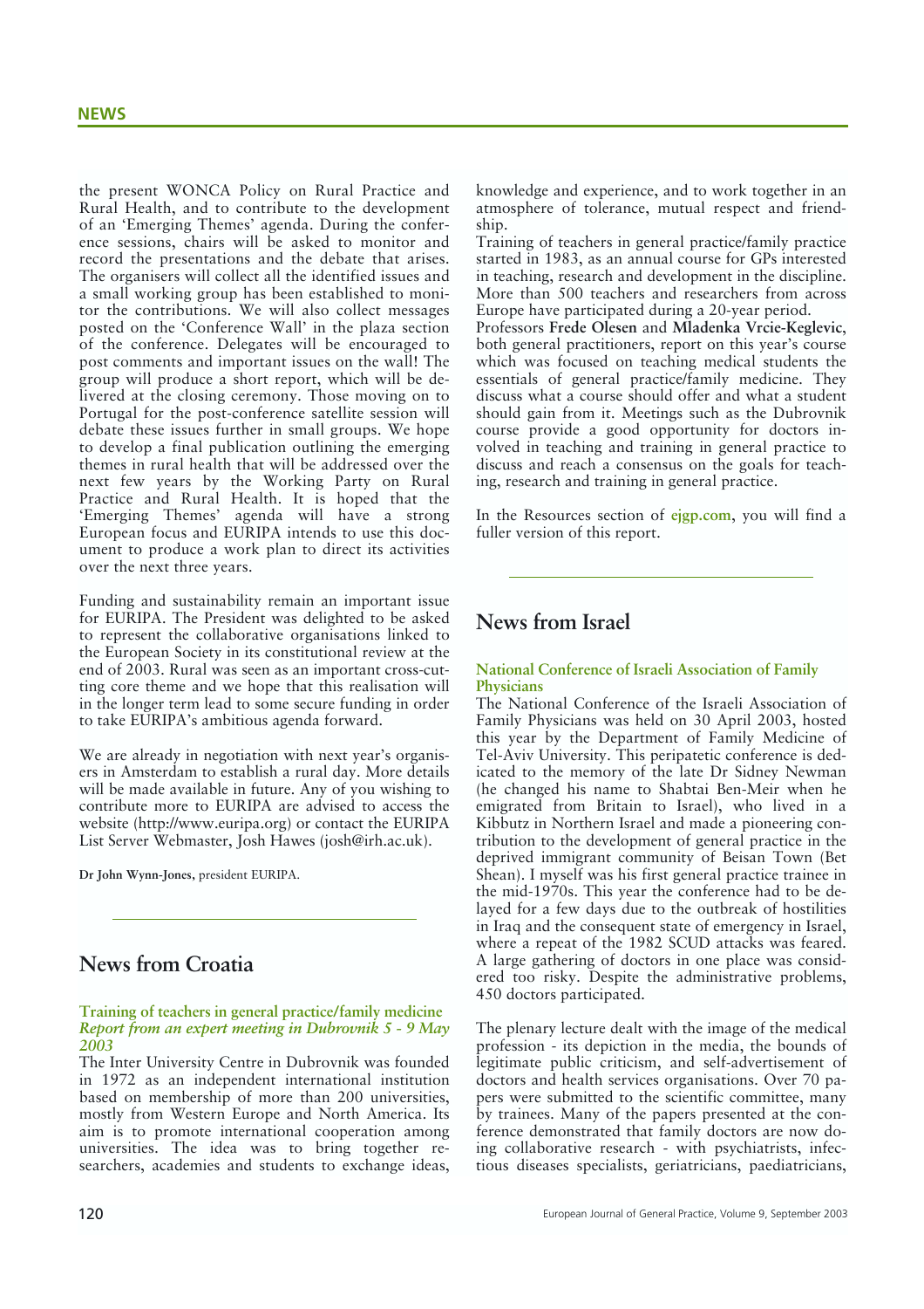the present WONCA Policy on Rural Practice and Rural Health, and to contribute to the development of an 'Emerging Themes' agenda. During the conference sessions, chairs will be asked to monitor and record the presentations and the debate that arises. The organisers will collect all the identified issues and a small working group has been established to monitor the contributions. We will also collect messages posted on the 'Conference Wall' in the plaza section of the conference. Delegates will be encouraged to post comments and important issues on the wall! The group will produce a short report, which will be delivered at the closing ceremony. Those moving on to Portugal for the post-conference satellite session will debate these issues further in small groups. We hope to develop a final publication outlining the emerging themes in rural health that will be addressed over the next few years by the Working Party on Rural Practice and Rural Health. It is hoped that the 'Emerging Themes' agenda will have a strong European focus and EURIPA intends to use this document to produce a work plan to direct its activities over the next three years.

Funding and sustainability remain an important issue for EURIPA. The President was delighted to be asked to represent the collaborative organisations linked to the European Society in its constitutional review at the end of 2003. Rural was seen as an important cross-cutting core theme and we hope that this realisation will in the longer term lead to some secure funding in order to take EURIPA's ambitious agenda forward.

We are already in negotiation with next year's organisers in Amsterdam to establish a rural day. More details will be made available in future. Any of you wishing to contribute more to EURIPA are advised to access the website (http://www.euripa.org) or contact the EURIPA List Server Webmaster, Josh Hawes (josh@irh.ac.uk).

**Dr John Wynn-Jones**, president EURIPA.

## News from Croatia

### Training of teachers in general practice/family medicine *Report from an expert meeting in Dubrovnik 5 - 9 May 2003*

The Inter University Centre in Dubrovnik was founded in 1972 as an independent international institution based on membership of more than 200 universities, mostly from Western Europe and North America. Its aim is to promote international cooperation among universities. The idea was to bring together researchers, academies and students to exchange ideas, knowledge and experience, and to work together in an atmosphere of tolerance, mutual respect and friendship.

Training of teachers in general practice/family practice started in 1983, as an annual course for GPs interested in teaching, research and development in the discipline. More than 500 teachers and researchers from across Europe have participated during a 20-year period.

Professors **Frede Olesen** and **Mladenka Vrcie-Keglevic**, both general practitioners, report on this year's course which was focused on teaching medical students the essentials of general practice/family medicine. They discuss what a course should offer and what a student should gain from it. Meetings such as the Dubrovnik course provide a good opportunity for doctors involved in teaching and training in general practice to discuss and reach a consensus on the goals for teaching, research and training in general practice.

In the Resources section of ejgp.com, you will find a fuller version of this report.

## News from Israel

### National Conference of Israeli Association of Family Physicians

The National Conference of the Israeli Association of Family Physicians was held on 30 April 2003, hosted this year by the Department of Family Medicine of Tel-Aviv University. This peripatetic conference is dedicated to the memory of the late Dr Sidney Newman (he changed his name to Shabtai Ben-Meir when he emigrated from Britain to Israel), who lived in a Kibbutz in Northern Israel and made a pioneering contribution to the development of general practice in the deprived immigrant community of Beisan Town (Bet Shean). I myself was his first general practice trainee in the mid-1970s. This year the conference had to be delayed for a few days due to the outbreak of hostilities in Iraq and the consequent state of emergency in Israel, where a repeat of the 1982 SCUD attacks was feared. A large gathering of doctors in one place was considered too risky. Despite the administrative problems, 450 doctors participated.

The plenary lecture dealt with the image of the medical profession - its depiction in the media, the bounds of legitimate public criticism, and self-advertisement of doctors and health services organisations. Over 70 papers were submitted to the scientific committee, many by trainees. Many of the papers presented at the conference demonstrated that family doctors are now doing collaborative research - with psychiatrists, infectious diseases specialists, geriatricians, paediatricians,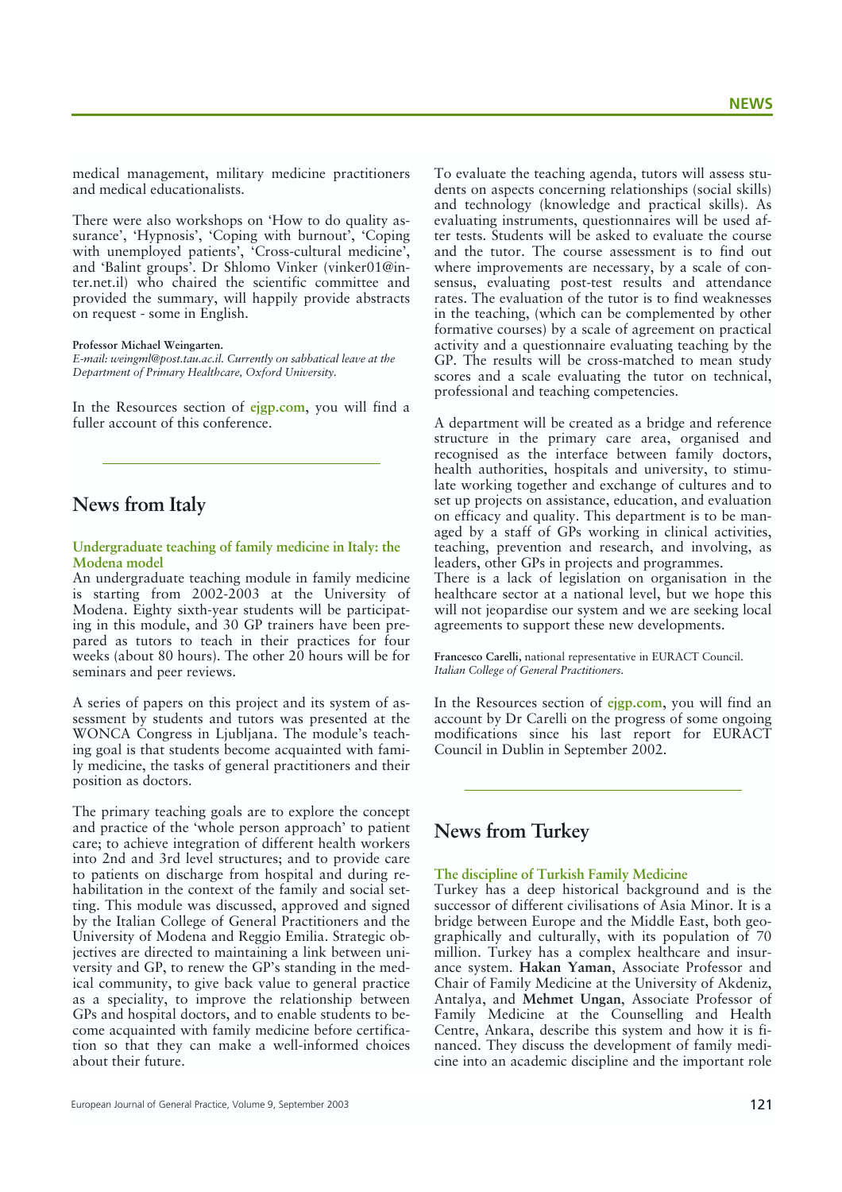medical management, military medicine practitioners and medical educationalists.

There were also workshops on 'How to do quality assurance', 'Hypnosis', 'Coping with burnout', 'Coping with unemployed patients', 'Cross-cultural medicine', and 'Balint groups'. Dr Shlomo Vinker (vinker01@inter.net.il) who chaired the scientific committee and provided the summary, will happily provide abstracts on request - some in English.

**Professor Michael Weingarten.**
*E-mail: weingml@post.tau.ac.il. Currently on sabbatical leave at the Department of Primary Healthcare, Oxford University.*

In the Resources section of **ejgp.com**, you will find a fuller account of this conference.

## News from Italy

### Undergraduate teaching of family medicine in Italy: the Modena model

An undergraduate teaching module in family medicine is starting from 2002-2003 at the University of Modena. Eighty sixth-year students will be participating in this module, and 30 GP trainers have been prepared as tutors to teach in their practices for four weeks (about 80 hours). The other 20 hours will be for seminars and peer reviews.

A series of papers on this project and its system of assessment by students and tutors was presented at the WONCA Congress in Ljubljana. The module's teaching goal is that students become acquainted with family medicine, the tasks of general practitioners and their position as doctors.

The primary teaching goals are to explore the concept and practice of the 'whole person approach' to patient care; to achieve integration of different health workers into 2nd and 3rd level structures; and to provide care to patients on discharge from hospital and during rehabilitation in the context of the family and social setting. This module was discussed, approved and signed by the Italian College of General Practitioners and the University of Modena and Reggio Emilia. Strategic objectives are directed to maintaining a link between university and GP, to renew the GP's standing in the medical community, to give back value to general practice as a speciality, to improve the relationship between GPs and hospital doctors, and to enable students to become acquainted with family medicine before certification so that they can make a well-informed choices about their future.

To evaluate the teaching agenda, tutors will assess students on aspects concerning relationships (social skills) and technology (knowledge and practical skills). As evaluating instruments, questionnaires will be used after tests. Students will be asked to evaluate the course and the tutor. The course assessment is to find out where improvements are necessary, by a scale of consensus, evaluating post-test results and attendance rates. The evaluation of the tutor is to find weaknesses in the teaching, (which can be complemented by other formative courses) by a scale of agreement on practical activity and a questionnaire evaluating teaching by the GP. The results will be cross-matched to mean study scores and a scale evaluating the tutor on technical, professional and teaching competencies.

A department will be created as a bridge and reference structure in the primary care area, organised and recognised as the interface between family doctors, health authorities, hospitals and university, to stimulate working together and exchange of cultures and to set up projects on assistance, education, and evaluation on efficacy and quality. This department is to be managed by a staff of GPs working in clinical activities, teaching, prevention and research, and involving, as leaders, other GPs in projects and programmes.
There is a lack of legislation on organisation in the healthcare sector at a national level, but we hope this will not jeopardise our system and we are seeking local agreements to support these new developments.

**Francesco Carelli**, national representative in EURACT Council.
*Italian College of General Practitioners.*

In the Resources section of **ejgp.com**, you will find an account by Dr Carelli on the progress of some ongoing modifications since his last report for EURACT Council in Dublin in September 2002.

## News from Turkey

### The discipline of Turkish Family Medicine

Turkey has a deep historical background and is the successor of different civilisations of Asia Minor. It is a bridge between Europe and the Middle East, both geographically and culturally, with its population of 70 million. Turkey has a complex healthcare and insurance system. **Hakan Yaman**, Associate Professor and Chair of Family Medicine at the University of Akdeniz, Antalya, and **Mehmet Ungan**, Associate Professor of Family Medicine at the Counselling and Health Centre, Ankara, describe this system and how it is financed. They discuss the development of family medicine into an academic discipline and the important role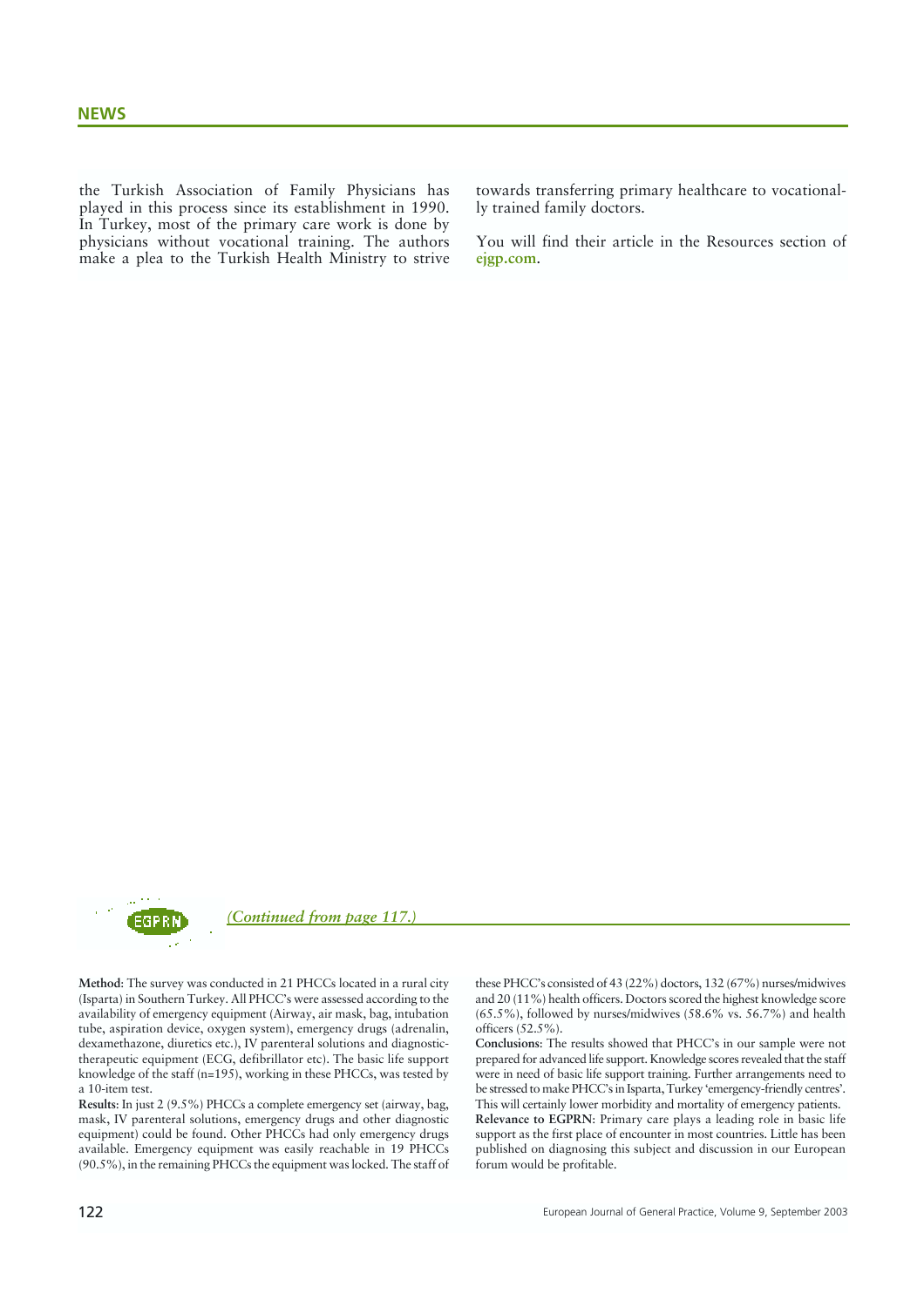the Turkish Association of Family Physicians has played in this process since its establishment in 1990. In Turkey, most of the primary care work is done by physicians without vocational training. The authors make a plea to the Turkish Health Ministry to strive towards transferring primary healthcare to vocationally trained family doctors.

You will find their article in the Resources section of ejgp.com.

*(Continued from page 117.)*

**Method**: The survey was conducted in 21 PHCCs located in a rural city (Isparta) in Southern Turkey. All PHCC's were assessed according to the availability of emergency equipment (Airway, air mask, bag, intubation tube, aspiration device, oxygen system), emergency drugs (adrenalin, dexamethazone, diuretics etc.), IV parenteral solutions and diagnostic-therapeutic equipment (ECG, defibrillator etc). The basic life support knowledge of the staff (n=195), working in these PHCCs, was tested by a 10-item test.

**Results**: In just 2 (9.5%) PHCCs a complete emergency set (airway, bag, mask, IV parenteral solutions, emergency drugs and other diagnostic equipment) could be found. Other PHCCs had only emergency drugs available. Emergency equipment was easily reachable in 19 PHCCs (90.5%), in the remaining PHCCs the equipment was locked. The staff of these PHCC's consisted of 43 (22%) doctors, 132 (67%) nurses/midwives and 20 (11%) health officers. Doctors scored the highest knowledge score (65.5%), followed by nurses/midwives (58.6% vs. 56.7%) and health officers (52.5%).

**Conclusions**: The results showed that PHCC's in our sample were not prepared for advanced life support. Knowledge scores revealed that the staff were in need of basic life support training. Further arrangements need to be stressed to make PHCC's in Isparta, Turkey 'emergency-friendly centres'. This will certainly lower morbidity and mortality of emergency patients.

**Relevance to EGPRN**: Primary care plays a leading role in basic life support as the first place of encounter in most countries. Little has been published on diagnosing this subject and discussion in our European forum would be profitable.